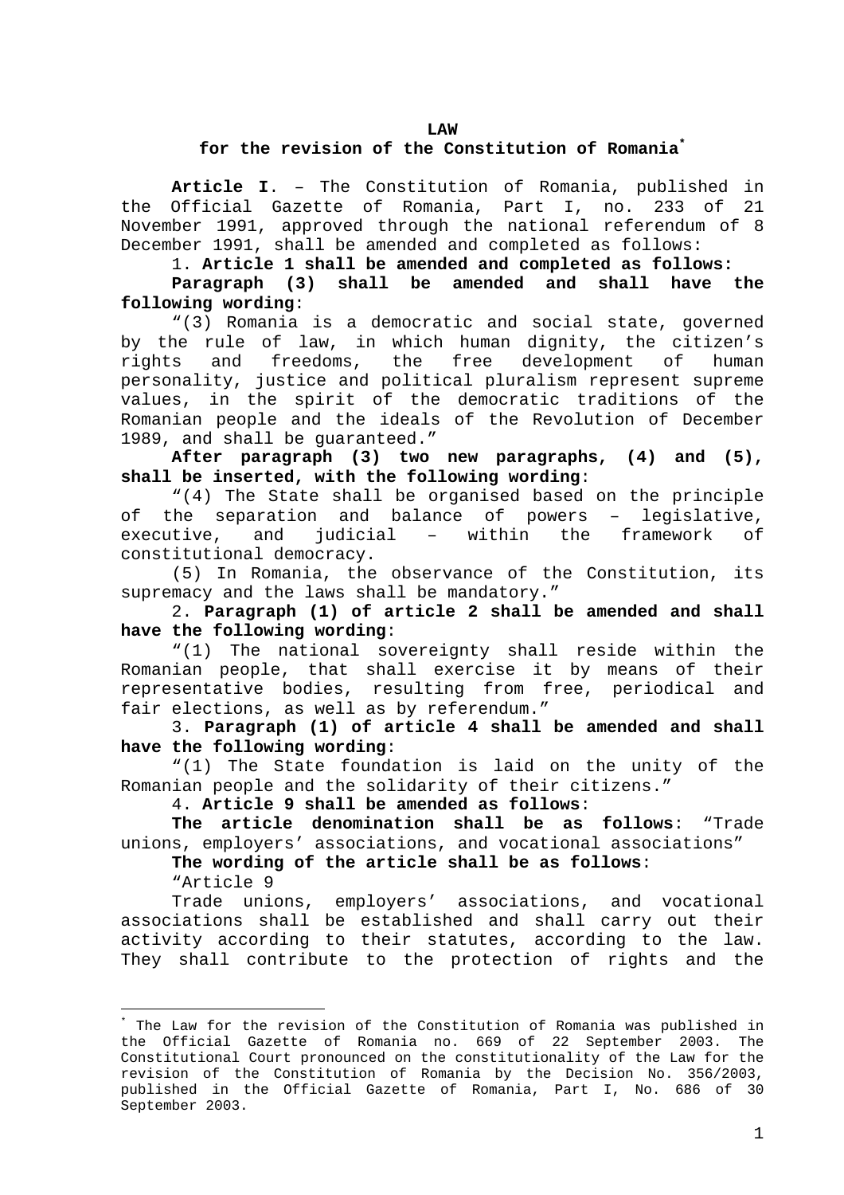# LAW
## for the revision of the Constitution of Romania[*]

**Article I**. – The Constitution of Romania, published in the Official Gazette of Romania, Part I, no. 233 of 21 November 1991, approved through the national referendum of 8 December 1991, shall be amended and completed as follows:

1. **Article 1 shall be amended and completed as follows:**

**Paragraph (3) shall be amended and shall have the following wording**:

“(3) Romania is a democratic and social state, governed by the rule of law, in which human dignity, the citizen’s rights and freedoms, the free development of human personality, justice and political pluralism represent supreme values, in the spirit of the democratic traditions of the Romanian people and the ideals of the Revolution of December 1989, and shall be guaranteed.”

**After paragraph (3) two new paragraphs, (4) and (5), shall be inserted, with the following wording**:

“(4) The State shall be organised based on the principle of the separation and balance of powers – legislative, executive, and judicial – within the framework of constitutional democracy.

(5) In Romania, the observance of the Constitution, its supremacy and the laws shall be mandatory.”

2. **Paragraph (1) of article 2 shall be amended and shall have the following wording**:

“(1) The national sovereignty shall reside within the Romanian people, that shall exercise it by means of their representative bodies, resulting from free, periodical and fair elections, as well as by referendum.”

3. **Paragraph (1) of article 4 shall be amended and shall have the following wording**:

“(1) The State foundation is laid on the unity of the Romanian people and the solidarity of their citizens.”

4. **Article 9 shall be amended as follows**:

**The article denomination shall be as follows**: “Trade unions, employers’ associations, and vocational associations”

**The wording of the article shall be as follows**:

“Article 9

Trade unions, employers’ associations, and vocational associations shall be established and shall carry out their activity according to their statutes, according to the law. They shall contribute to the protection of rights and the

---

[*] The Law for the revision of the Constitution of Romania was published in the Official Gazette of Romania no. 669 of 22 September 2003. The Constitutional Court pronounced on the constitutionality of the Law for the revision of the Constitution of Romania by the Decision No. 356/2003, published in the Official Gazette of Romania, Part I, No. 686 of 30 September 2003.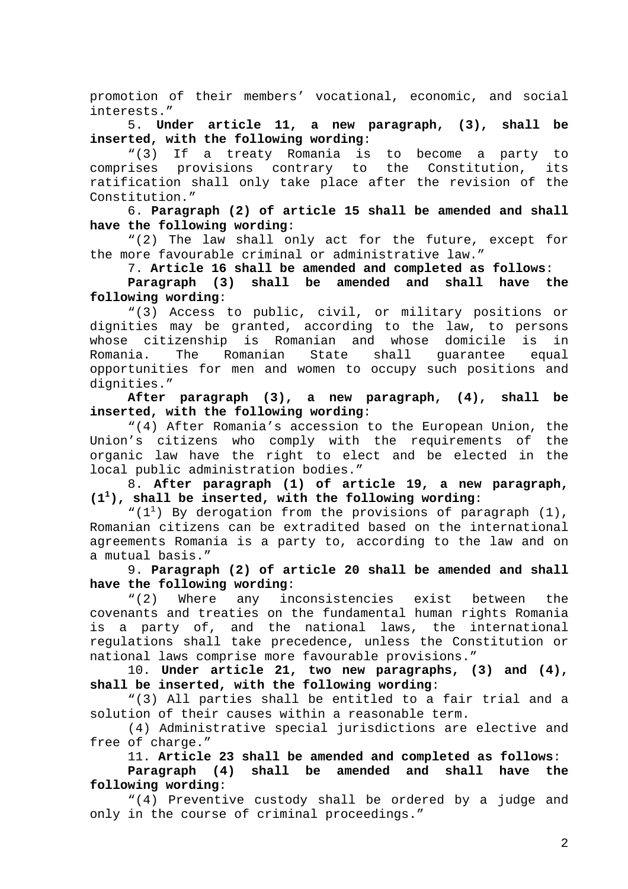promotion of their members' vocational, economic, and social interests."

5. **Under article 11, a new paragraph, (3), shall be inserted, with the following wording**:

"(3) If a treaty Romania is to become a party to comprises provisions contrary to the Constitution, its ratification shall only take place after the revision of the Constitution."

6. **Paragraph (2) of article 15 shall be amended and shall have the following wording**:

"(2) The law shall only act for the future, except for the more favourable criminal or administrative law."

7. **Article 16 shall be amended and completed as follows**:

**Paragraph (3) shall be amended and shall have the following wording**:

"(3) Access to public, civil, or military positions or dignities may be granted, according to the law, to persons whose citizenship is Romanian and whose domicile is in Romania. The Romanian State shall guarantee equal opportunities for men and women to occupy such positions and dignities."

**After paragraph (3), a new paragraph, (4), shall be inserted, with the following wording**:

"(4) After Romania's accession to the European Union, the Union's citizens who comply with the requirements of the organic law have the right to elect and be elected in the local public administration bodies."

8. **After paragraph (1) of article 19, a new paragraph, ($1^1$), shall be inserted, with the following wording**:

"($1^1$) By derogation from the provisions of paragraph (1), Romanian citizens can be extradited based on the international agreements Romania is a party to, according to the law and on a mutual basis."

9. **Paragraph (2) of article 20 shall be amended and shall have the following wording**:

"(2) Where any inconsistencies exist between the covenants and treaties on the fundamental human rights Romania is a party of, and the national laws, the international regulations shall take precedence, unless the Constitution or national laws comprise more favourable provisions."

10. **Under article 21, two new paragraphs, (3) and (4), shall be inserted, with the following wording**:

"(3) All parties shall be entitled to a fair trial and a solution of their causes within a reasonable term.

(4) Administrative special jurisdictions are elective and free of charge."

11. **Article 23 shall be amended and completed as follows**:

**Paragraph (4) shall be amended and shall have the following wording**:

"(4) Preventive custody shall be ordered by a judge and only in the course of criminal proceedings."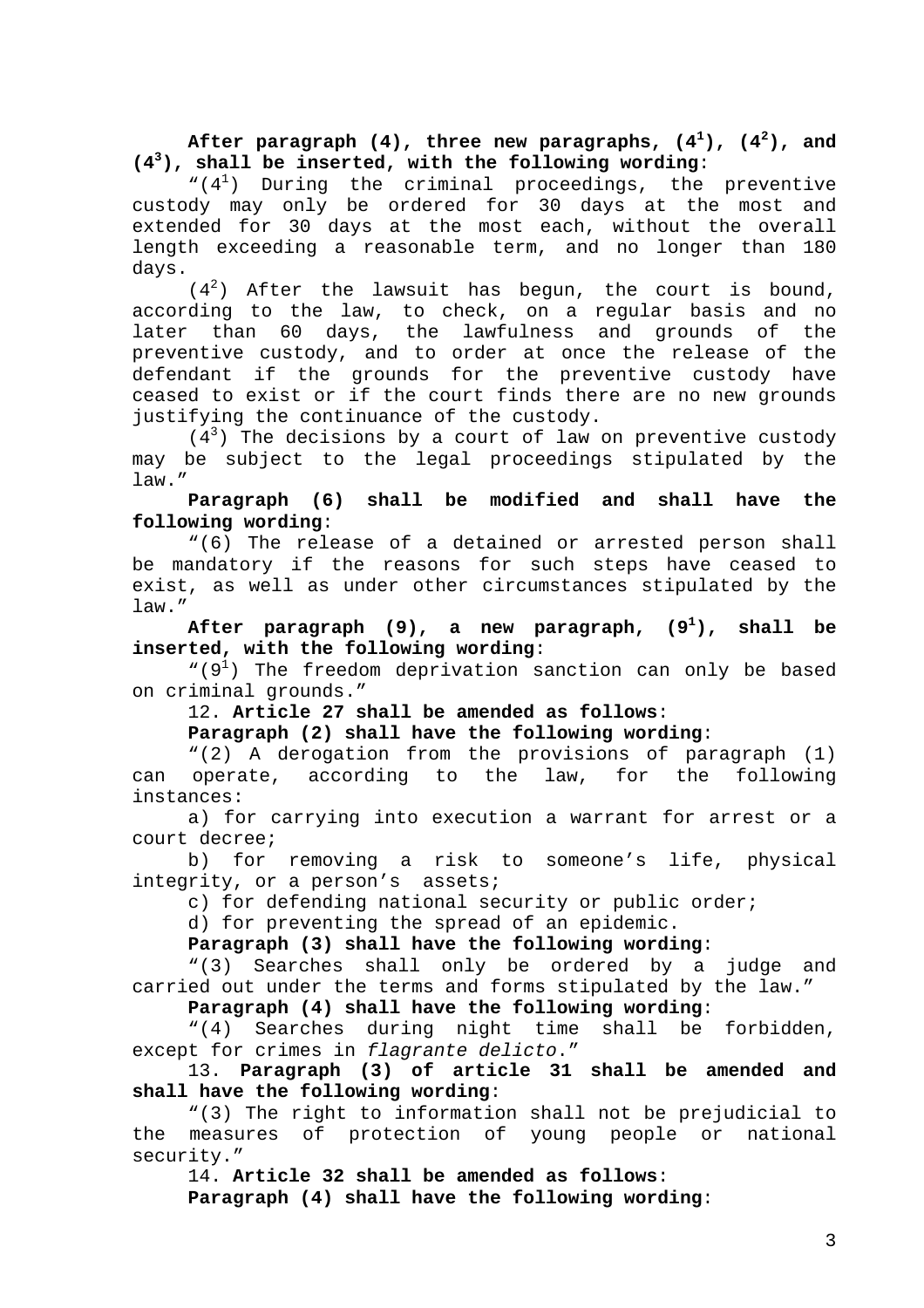**After paragraph (4), three new paragraphs, ($4^1$), ($4^2$), and ($4^3$), shall be inserted, with the following wording**:

"($4^1$) During the criminal proceedings, the preventive custody may only be ordered for 30 days at the most and extended for 30 days at the most each, without the overall length exceeding a reasonable term, and no longer than 180 days.

($4^2$) After the lawsuit has begun, the court is bound, according to the law, to check, on a regular basis and no later than 60 days, the lawfulness and grounds of the preventive custody, and to order at once the release of the defendant if the grounds for the preventive custody have ceased to exist or if the court finds there are no new grounds justifying the continuance of the custody.

($4^3$) The decisions by a court of law on preventive custody may be subject to the legal proceedings stipulated by the law."

**Paragraph (6) shall be modified and shall have the following wording**:

"(6) The release of a detained or arrested person shall be mandatory if the reasons for such steps have ceased to exist, as well as under other circumstances stipulated by the law."

**After paragraph (9), a new paragraph, ($9^1$), shall be inserted, with the following wording**:

"($9^1$) The freedom deprivation sanction can only be based on criminal grounds."

12. **Article 27 shall be amended as follows**:

**Paragraph (2) shall have the following wording**:

"(2) A derogation from the provisions of paragraph (1) can operate, according to the law, for the following instances:

a) for carrying into execution a warrant for arrest or a court decree;

b) for removing a risk to someone's life, physical integrity, or a person's assets;

c) for defending national security or public order;

d) for preventing the spread of an epidemic.

**Paragraph (3) shall have the following wording**:

"(3) Searches shall only be ordered by a judge and carried out under the terms and forms stipulated by the law."

**Paragraph (4) shall have the following wording**:

"(4) Searches during night time shall be forbidden, except for crimes in *flagrante delicto*."

13. **Paragraph (3) of article 31 shall be amended and shall have the following wording**:

"(3) The right to information shall not be prejudicial to the measures of protection of young people or national security."

14. **Article 32 shall be amended as follows**:

**Paragraph (4) shall have the following wording**: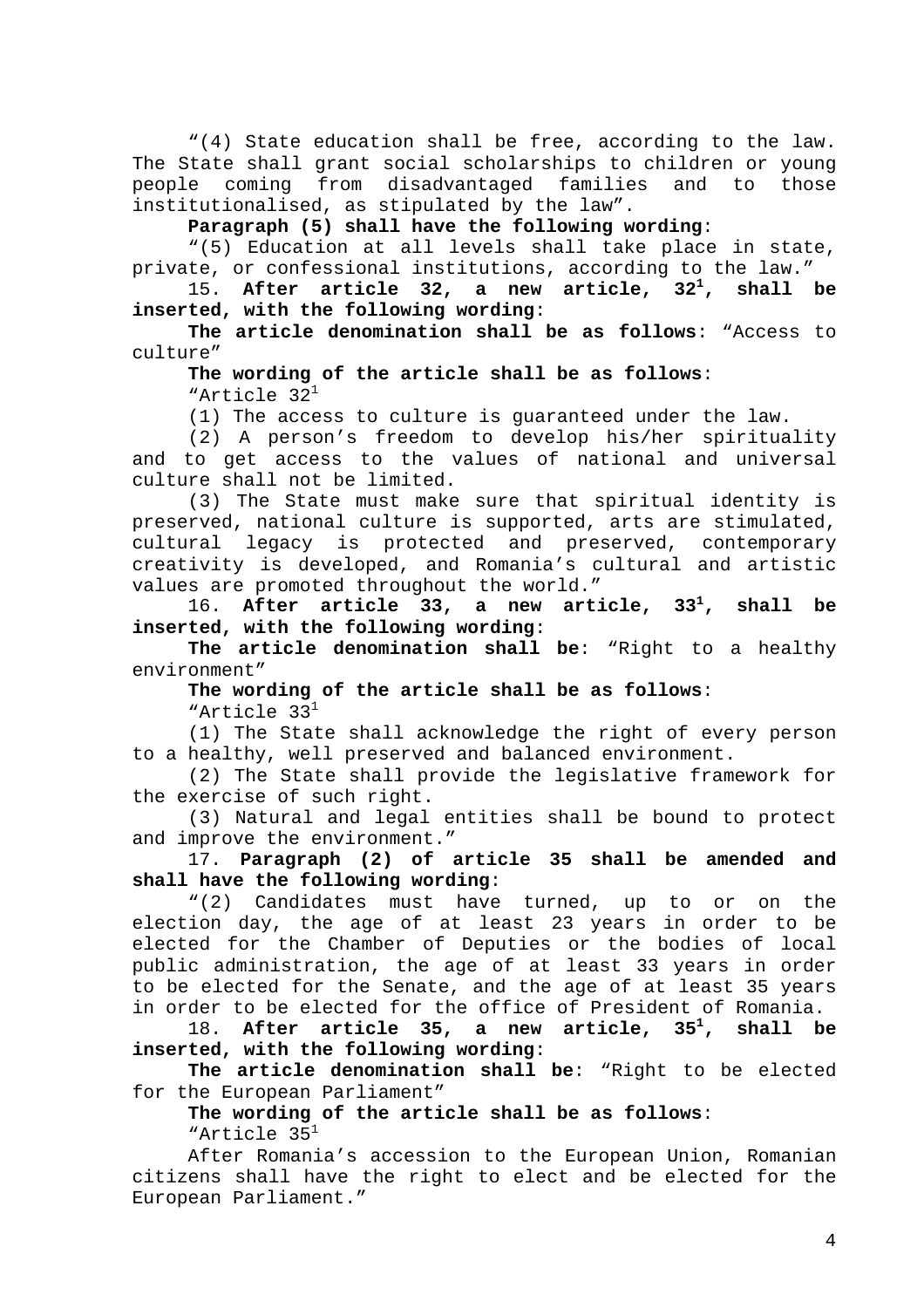"(4) State education shall be free, according to the law. The State shall grant social scholarships to children or young people coming from disadvantaged families and to those institutionalised, as stipulated by the law".

**Paragraph (5) shall have the following wording**:

"(5) Education at all levels shall take place in state, private, or confessional institutions, according to the law."

15. **After article 32, a new article, $32^1$, shall be inserted, with the following wording**:

**The article denomination shall be as follows**: "Access to culture"

**The wording of the article shall be as follows**:

"Article $32^1$

(1) The access to culture is guaranteed under the law.

(2) A person's freedom to develop his/her spirituality and to get access to the values of national and universal culture shall not be limited.

(3) The State must make sure that spiritual identity is preserved, national culture is supported, arts are stimulated, cultural legacy is protected and preserved, contemporary creativity is developed, and Romania's cultural and artistic values are promoted throughout the world."

16. **After article 33, a new article, $33^1$, shall be inserted, with the following wording**:

**The article denomination shall be**: "Right to a healthy environment"

**The wording of the article shall be as follows**:

"Article $33^1$

(1) The State shall acknowledge the right of every person to a healthy, well preserved and balanced environment.

(2) The State shall provide the legislative framework for the exercise of such right.

(3) Natural and legal entities shall be bound to protect and improve the environment."

17. **Paragraph (2) of article 35 shall be amended and shall have the following wording**:

"(2) Candidates must have turned, up to or on the election day, the age of at least 23 years in order to be elected for the Chamber of Deputies or the bodies of local public administration, the age of at least 33 years in order to be elected for the Senate, and the age of at least 35 years in order to be elected for the office of President of Romania.

18. **After article 35, a new article, $35^1$, shall be inserted, with the following wording**:

**The article denomination shall be**: "Right to be elected for the European Parliament"

**The wording of the article shall be as follows**:

"Article $35^1$

After Romania's accession to the European Union, Romanian citizens shall have the right to elect and be elected for the European Parliament."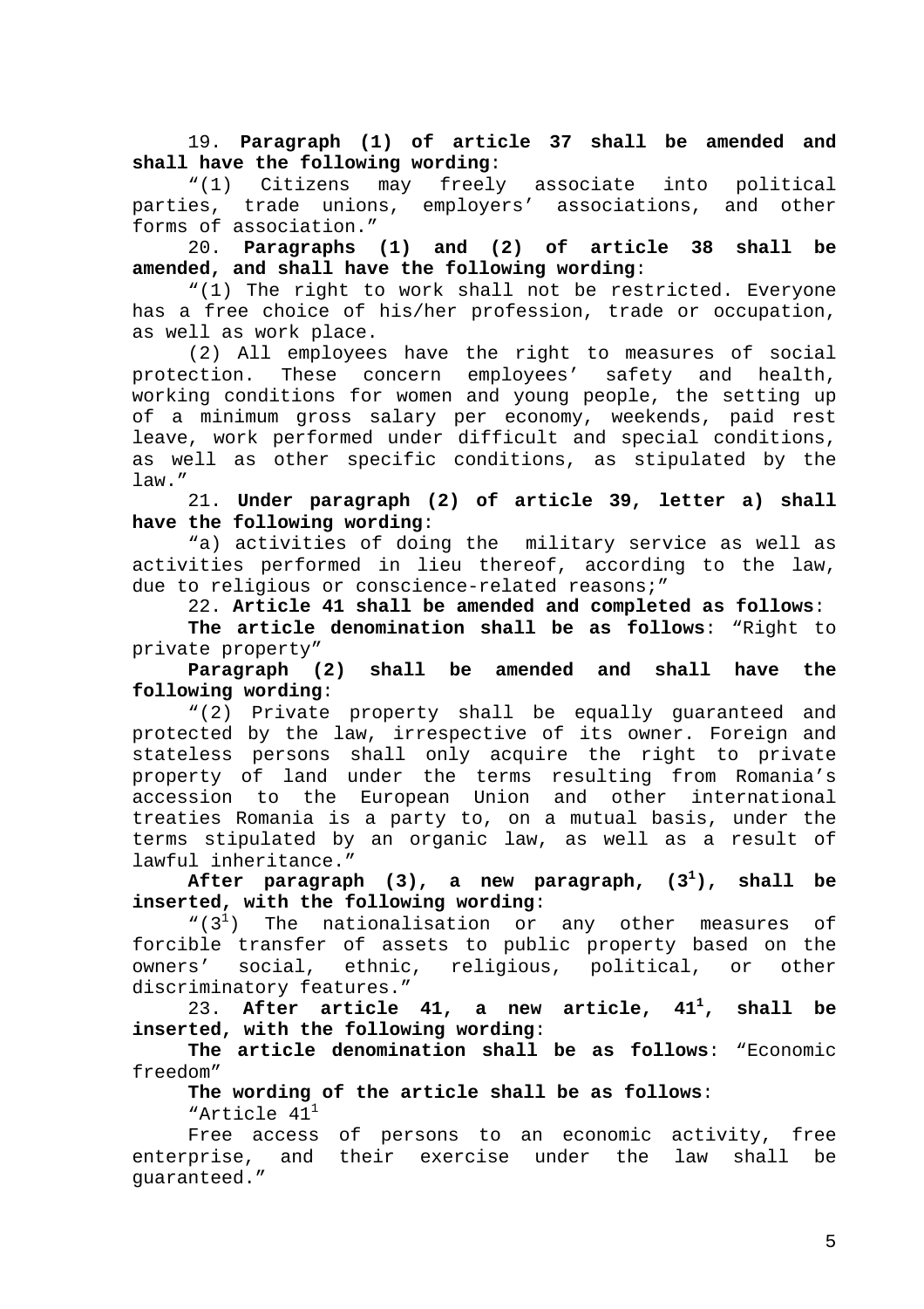19. **Paragraph (1) of article 37 shall be amended and shall have the following wording**:

"(1) Citizens may freely associate into political parties, trade unions, employers' associations, and other forms of association."

20. **Paragraphs (1) and (2) of article 38 shall be amended, and shall have the following wording**:

"(1) The right to work shall not be restricted. Everyone has a free choice of his/her profession, trade or occupation, as well as work place.

(2) All employees have the right to measures of social protection. These concern employees' safety and health, working conditions for women and young people, the setting up of a minimum gross salary per economy, weekends, paid rest leave, work performed under difficult and special conditions, as well as other specific conditions, as stipulated by the law."

21. **Under paragraph (2) of article 39, letter a) shall have the following wording**:

"a) activities of doing the military service as well as activities performed in lieu thereof, according to the law, due to religious or conscience-related reasons;"

22. **Article 41 shall be amended and completed as follows**:

**The article denomination shall be as follows**: "Right to private property"

**Paragraph (2) shall be amended and shall have the following wording**:

"(2) Private property shall be equally guaranteed and protected by the law, irrespective of its owner. Foreign and stateless persons shall only acquire the right to private property of land under the terms resulting from Romania's accession to the European Union and other international treaties Romania is a party to, on a mutual basis, under the terms stipulated by an organic law, as well as a result of lawful inheritance."

**After paragraph (3), a new paragraph, ($3^1$), shall be inserted, with the following wording**:

"($3^1$) The nationalisation or any other measures of forcible transfer of assets to public property based on the owners' social, ethnic, religious, political, or other discriminatory features."

23. **After article 41, a new article, $41^1$, shall be inserted, with the following wording**:

**The article denomination shall be as follows**: "Economic freedom"

**The wording of the article shall be as follows**:

"Article $41^1$

Free access of persons to an economic activity, free enterprise, and their exercise under the law shall be guaranteed."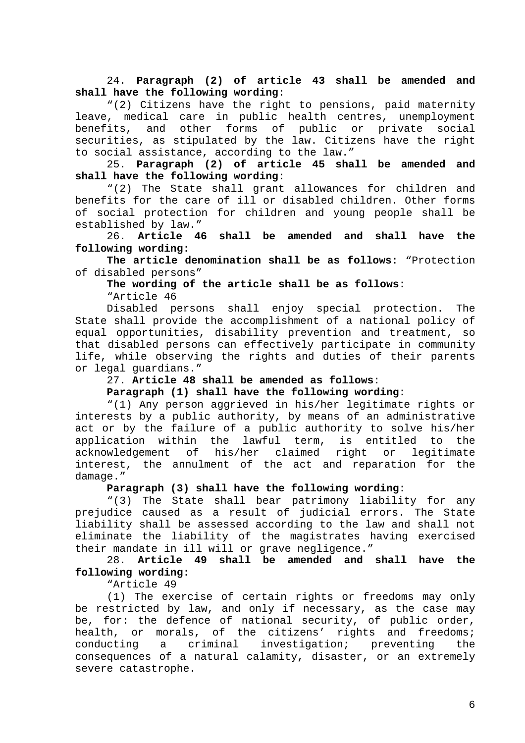24. **Paragraph (2) of article 43 shall be amended and shall have the following wording**:

"(2) Citizens have the right to pensions, paid maternity leave, medical care in public health centres, unemployment benefits, and other forms of public or private social securities, as stipulated by the law. Citizens have the right to social assistance, according to the law."

25. **Paragraph (2) of article 45 shall be amended and shall have the following wording**:

"(2) The State shall grant allowances for children and benefits for the care of ill or disabled children. Other forms of social protection for children and young people shall be established by law."

26. **Article 46 shall be amended and shall have the following wording**:

**The article denomination shall be as follows**: "Protection of disabled persons"

**The wording of the article shall be as follows**:

"Article 46

Disabled persons shall enjoy special protection. The State shall provide the accomplishment of a national policy of equal opportunities, disability prevention and treatment, so that disabled persons can effectively participate in community life, while observing the rights and duties of their parents or legal guardians."

27. **Article 48 shall be amended as follows**:

**Paragraph (1) shall have the following wording**:

"(1) Any person aggrieved in his/her legitimate rights or interests by a public authority, by means of an administrative act or by the failure of a public authority to solve his/her application within the lawful term, is entitled to the acknowledgement of his/her claimed right or legitimate interest, the annulment of the act and reparation for the damage."

**Paragraph (3) shall have the following wording**:

"(3) The State shall bear patrimony liability for any prejudice caused as a result of judicial errors. The State liability shall be assessed according to the law and shall not eliminate the liability of the magistrates having exercised their mandate in ill will or grave negligence."

28. **Article 49 shall be amended and shall have the following wording**:

"Article 49

(1) The exercise of certain rights or freedoms may only be restricted by law, and only if necessary, as the case may be, for: the defence of national security, of public order, health, or morals, of the citizens' rights and freedoms; conducting a criminal investigation; preventing the consequences of a natural calamity, disaster, or an extremely severe catastrophe.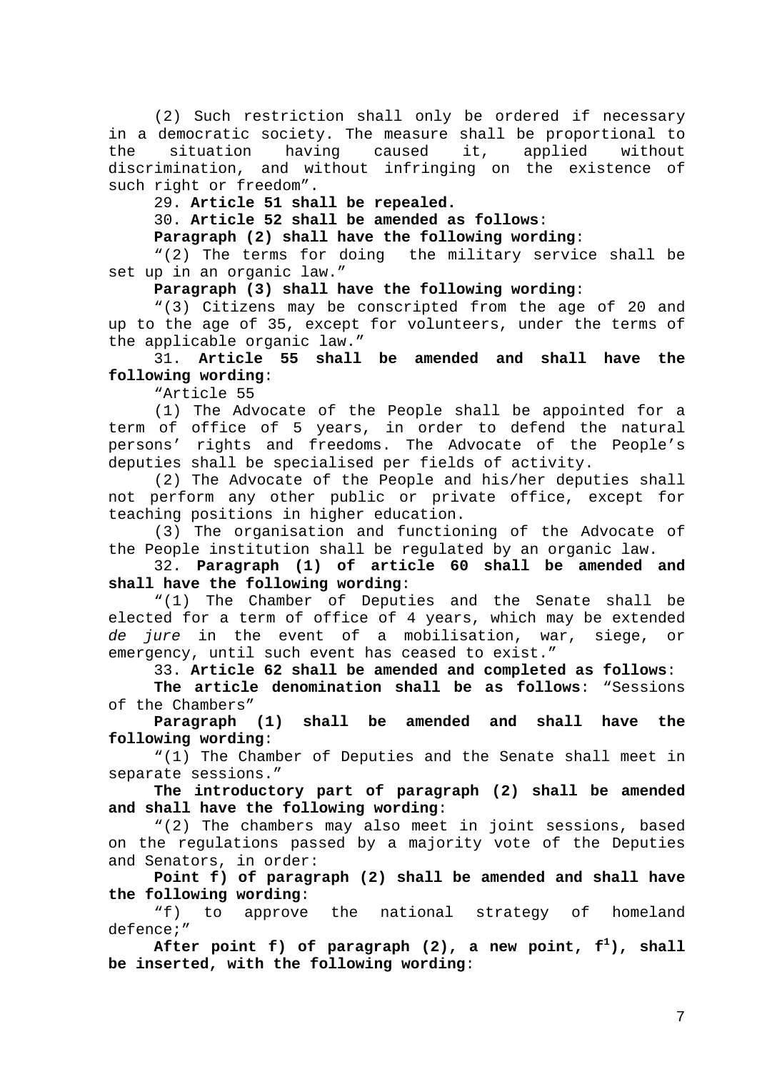(2) Such restriction shall only be ordered if necessary in a democratic society. The measure shall be proportional to the situation having caused it, applied without discrimination, and without infringing on the existence of such right or freedom".

29. **Article 51 shall be repealed.**

30. **Article 52 shall be amended as follows**:

**Paragraph (2) shall have the following wording**:

"(2) The terms for doing the military service shall be set up in an organic law."

**Paragraph (3) shall have the following wording**:

"(3) Citizens may be conscripted from the age of 20 and up to the age of 35, except for volunteers, under the terms of the applicable organic law."

31. **Article 55 shall be amended and shall have the following wording**:

"Article 55

(1) The Advocate of the People shall be appointed for a term of office of 5 years, in order to defend the natural persons' rights and freedoms. The Advocate of the People's deputies shall be specialised per fields of activity.

(2) The Advocate of the People and his/her deputies shall not perform any other public or private office, except for teaching positions in higher education.

(3) The organisation and functioning of the Advocate of the People institution shall be regulated by an organic law.

32. **Paragraph (1) of article 60 shall be amended and shall have the following wording**:

"(1) The Chamber of Deputies and the Senate shall be elected for a term of office of 4 years, which may be extended *de jure* in the event of a mobilisation, war, siege, or emergency, until such event has ceased to exist."

33. **Article 62 shall be amended and completed as follows**:

**The article denomination shall be as follows**: "Sessions of the Chambers"

**Paragraph (1) shall be amended and shall have the following wording**:

"(1) The Chamber of Deputies and the Senate shall meet in separate sessions."

**The introductory part of paragraph (2) shall be amended and shall have the following wording**:

"(2) The chambers may also meet in joint sessions, based on the regulations passed by a majority vote of the Deputies and Senators, in order:

**Point f) of paragraph (2) shall be amended and shall have the following wording**:

"f) to approve the national strategy of homeland defence;"

**After point f) of paragraph (2), a new point, $f^1$), shall be inserted, with the following wording**: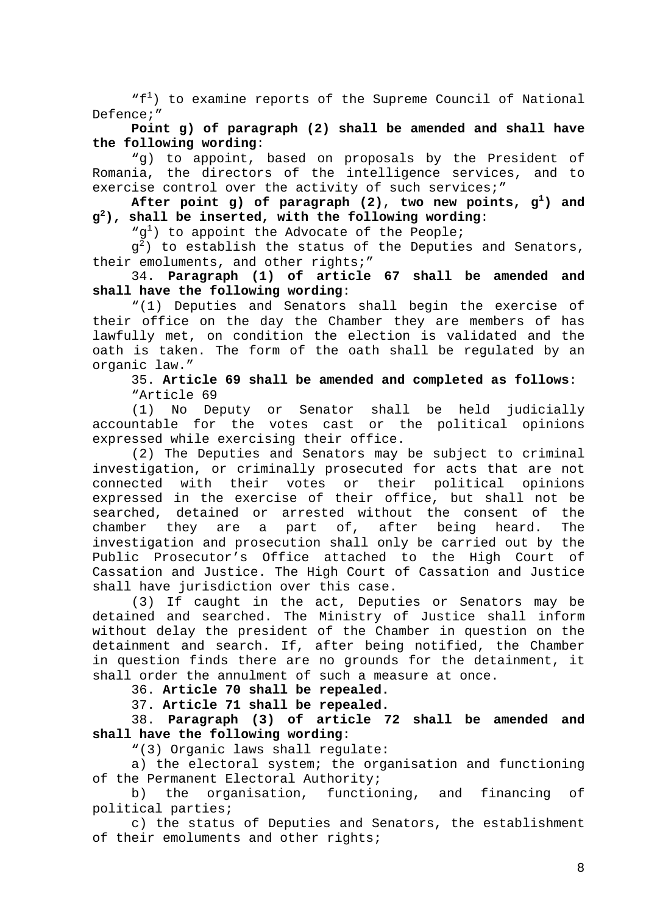"f[1]) to examine reports of the Supreme Council of National Defence;"

**Point g) of paragraph (2) shall be amended and shall have the following wording**:

"g) to appoint, based on proposals by the President of Romania, the directors of the intelligence services, and to exercise control over the activity of such services;"

**After point g) of paragraph (2), two new points, g[1]) and g[2]), shall be inserted, with the following wording**:

"g[1]) to appoint the Advocate of the People;

g[2]) to establish the status of the Deputies and Senators, their emoluments, and other rights;"

34. **Paragraph (1) of article 67 shall be amended and shall have the following wording**:

"(1) Deputies and Senators shall begin the exercise of their office on the day the Chamber they are members of has lawfully met, on condition the election is validated and the oath is taken. The form of the oath shall be regulated by an organic law."

35. **Article 69 shall be amended and completed as follows**:

"Article 69

(1) No Deputy or Senator shall be held judicially accountable for the votes cast or the political opinions expressed while exercising their office.

(2) The Deputies and Senators may be subject to criminal investigation, or criminally prosecuted for acts that are not connected with their votes or their political opinions expressed in the exercise of their office, but shall not be searched, detained or arrested without the consent of the chamber they are a part of, after being heard. The investigation and prosecution shall only be carried out by the Public Prosecutor's Office attached to the High Court of Cassation and Justice. The High Court of Cassation and Justice shall have jurisdiction over this case.

(3) If caught in the act, Deputies or Senators may be detained and searched. The Ministry of Justice shall inform without delay the president of the Chamber in question on the detainment and search. If, after being notified, the Chamber in question finds there are no grounds for the detainment, it shall order the annulment of such a measure at once.

36. **Article 70 shall be repealed.**

37. **Article 71 shall be repealed.**

38. **Paragraph (3) of article 72 shall be amended and shall have the following wording**:

"(3) Organic laws shall regulate:

a) the electoral system; the organisation and functioning of the Permanent Electoral Authority;

b) the organisation, functioning, and financing of political parties;

c) the status of Deputies and Senators, the establishment of their emoluments and other rights;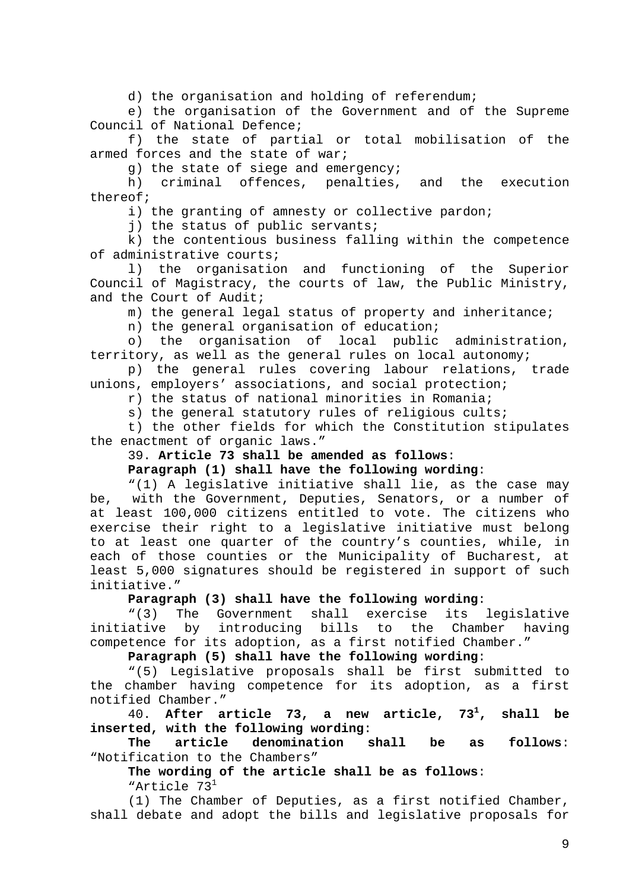d) the organisation and holding of referendum;

e) the organisation of the Government and of the Supreme Council of National Defence;

f) the state of partial or total mobilisation of the armed forces and the state of war;

g) the state of siege and emergency;

h) criminal offences, penalties, and the execution thereof;

i) the granting of amnesty or collective pardon;

j) the status of public servants;

k) the contentious business falling within the competence of administrative courts;

l) the organisation and functioning of the Superior Council of Magistracy, the courts of law, the Public Ministry, and the Court of Audit;

m) the general legal status of property and inheritance;

n) the general organisation of education;

o) the organisation of local public administration, territory, as well as the general rules on local autonomy;

p) the general rules covering labour relations, trade unions, employers' associations, and social protection;

r) the status of national minorities in Romania;

s) the general statutory rules of religious cults;

t) the other fields for which the Constitution stipulates the enactment of organic laws."

39. **Article 73 shall be amended as follows**:

**Paragraph (1) shall have the following wording**:

"(1) A legislative initiative shall lie, as the case may be, with the Government, Deputies, Senators, or a number of at least 100,000 citizens entitled to vote. The citizens who exercise their right to a legislative initiative must belong to at least one quarter of the country's counties, while, in each of those counties or the Municipality of Bucharest, at least 5,000 signatures should be registered in support of such initiative."

**Paragraph (3) shall have the following wording**:

"(3) The Government shall exercise its legislative initiative by introducing bills to the Chamber having competence for its adoption, as a first notified Chamber."

**Paragraph (5) shall have the following wording**:

"(5) Legislative proposals shall be first submitted to the chamber having competence for its adoption, as a first notified Chamber."

40. **After article 73, a new article, 73[1], shall be inserted, with the following wording**:

**The article denomination shall be as follows**: "Notification to the Chambers"

**The wording of the article shall be as follows**:

"Article 73[1]

(1) The Chamber of Deputies, as a first notified Chamber, shall debate and adopt the bills and legislative proposals for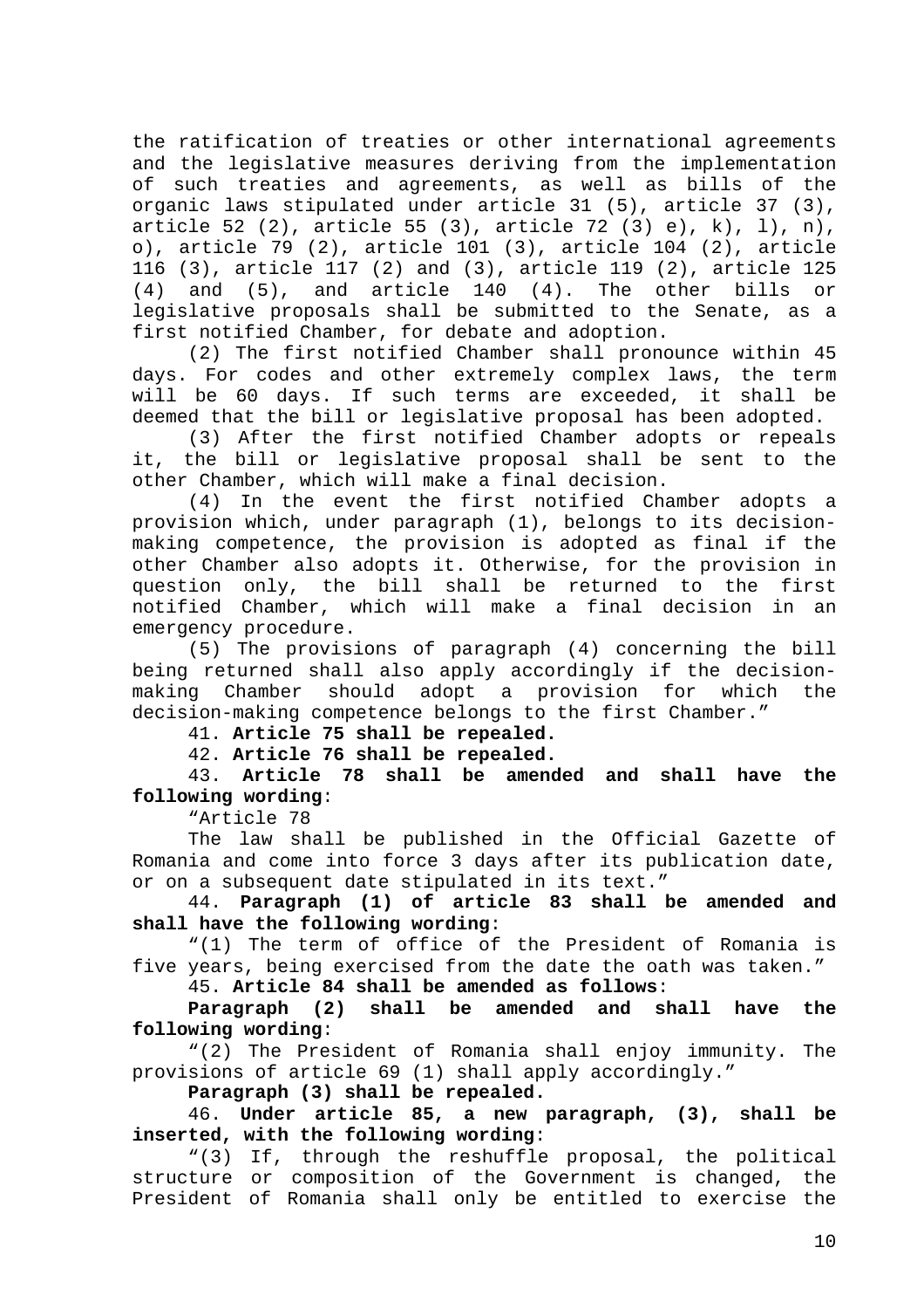the ratification of treaties or other international agreements and the legislative measures deriving from the implementation of such treaties and agreements, as well as bills of the organic laws stipulated under article 31 (5), article 37 (3), article 52 (2), article 55 (3), article 72 (3) e), k), l), n), o), article 79 (2), article 101 (3), article 104 (2), article 116 (3), article 117 (2) and (3), article 119 (2), article 125 (4) and (5), and article 140 (4). The other bills or legislative proposals shall be submitted to the Senate, as a first notified Chamber, for debate and adoption.

(2) The first notified Chamber shall pronounce within 45 days. For codes and other extremely complex laws, the term will be 60 days. If such terms are exceeded, it shall be deemed that the bill or legislative proposal has been adopted.

(3) After the first notified Chamber adopts or repeals it, the bill or legislative proposal shall be sent to the other Chamber, which will make a final decision.

(4) In the event the first notified Chamber adopts a provision which, under paragraph (1), belongs to its decision-making competence, the provision is adopted as final if the other Chamber also adopts it. Otherwise, for the provision in question only, the bill shall be returned to the first notified Chamber, which will make a final decision in an emergency procedure.

(5) The provisions of paragraph (4) concerning the bill being returned shall also apply accordingly if the decision-making Chamber should adopt a provision for which the decision-making competence belongs to the first Chamber."

41. **Article 75 shall be repealed.**

42. **Article 76 shall be repealed.**

43. **Article 78 shall be amended and shall have the following wording**:

"Article 78

The law shall be published in the Official Gazette of Romania and come into force 3 days after its publication date, or on a subsequent date stipulated in its text."

44. **Paragraph (1) of article 83 shall be amended and shall have the following wording**:

"(1) The term of office of the President of Romania is five years, being exercised from the date the oath was taken."

45. **Article 84 shall be amended as follows**:

**Paragraph (2) shall be amended and shall have the following wording**:

"(2) The President of Romania shall enjoy immunity. The provisions of article 69 (1) shall apply accordingly."

**Paragraph (3) shall be repealed.**

46. **Under article 85, a new paragraph, (3), shall be inserted, with the following wording**:

"(3) If, through the reshuffle proposal, the political structure or composition of the Government is changed, the President of Romania shall only be entitled to exercise the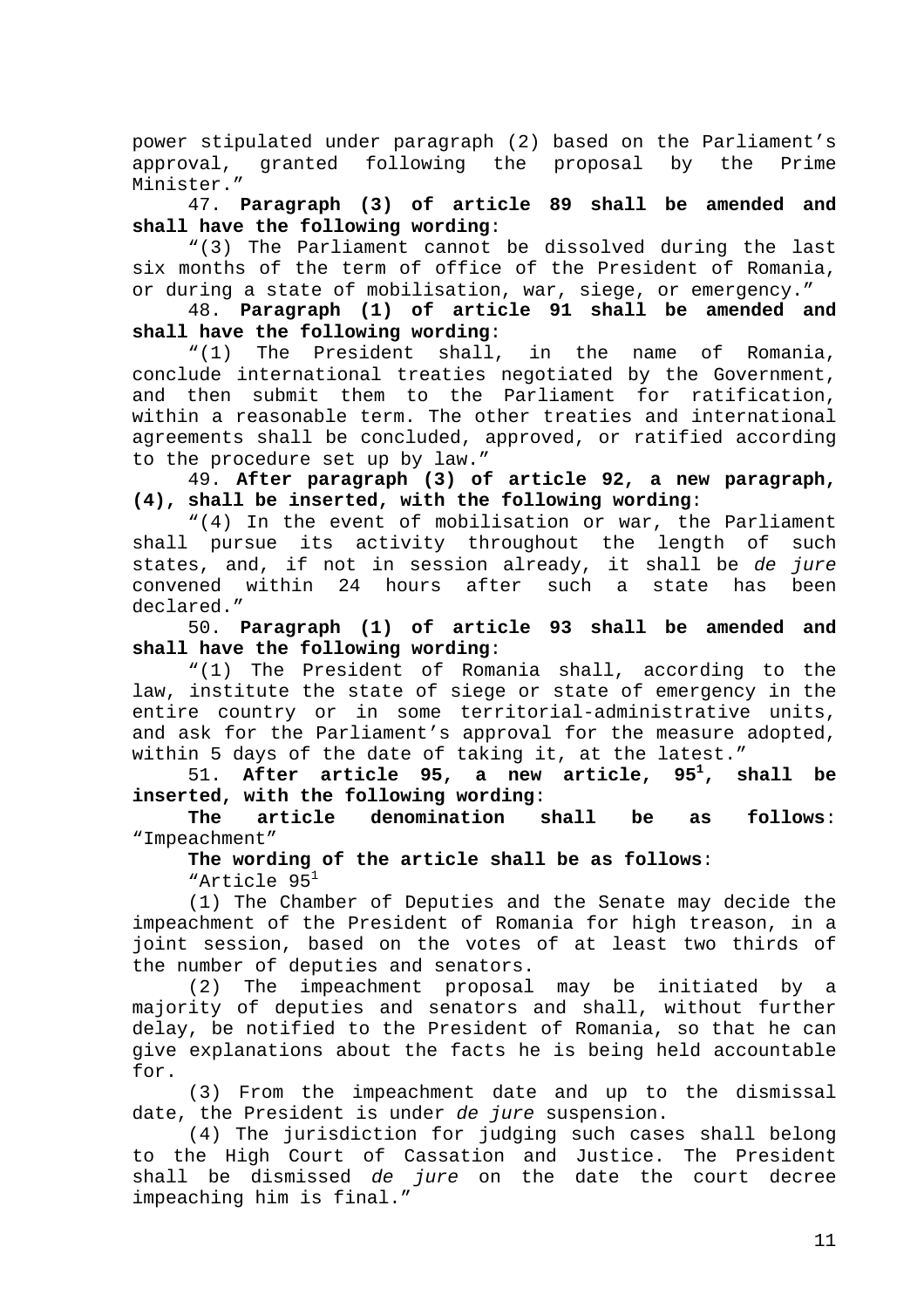power stipulated under paragraph (2) based on the Parliament's approval, granted following the proposal by the Prime Minister."

47. **Paragraph (3) of article 89 shall be amended and shall have the following wording**:

"(3) The Parliament cannot be dissolved during the last six months of the term of office of the President of Romania, or during a state of mobilisation, war, siege, or emergency."

48. **Paragraph (1) of article 91 shall be amended and shall have the following wording**:

"(1) The President shall, in the name of Romania, conclude international treaties negotiated by the Government, and then submit them to the Parliament for ratification, within a reasonable term. The other treaties and international agreements shall be concluded, approved, or ratified according to the procedure set up by law."

49. **After paragraph (3) of article 92, a new paragraph, (4), shall be inserted, with the following wording**:

"(4) In the event of mobilisation or war, the Parliament shall pursue its activity throughout the length of such states, and, if not in session already, it shall be *de jure* convened within 24 hours after such a state has been declared."

50. **Paragraph (1) of article 93 shall be amended and shall have the following wording**:

"(1) The President of Romania shall, according to the law, institute the state of siege or state of emergency in the entire country or in some territorial-administrative units, and ask for the Parliament's approval for the measure adopted, within 5 days of the date of taking it, at the latest."

51. **After article 95, a new article, $95^1$, shall be inserted, with the following wording**:

**The article denomination shall be as follows**: "Impeachment"

**The wording of the article shall be as follows**:

"Article $95^1$

(1) The Chamber of Deputies and the Senate may decide the impeachment of the President of Romania for high treason, in a joint session, based on the votes of at least two thirds of the number of deputies and senators.

(2) The impeachment proposal may be initiated by a majority of deputies and senators and shall, without further delay, be notified to the President of Romania, so that he can give explanations about the facts he is being held accountable for.

(3) From the impeachment date and up to the dismissal date, the President is under *de jure* suspension.

(4) The jurisdiction for judging such cases shall belong to the High Court of Cassation and Justice. The President shall be dismissed *de jure* on the date the court decree impeaching him is final."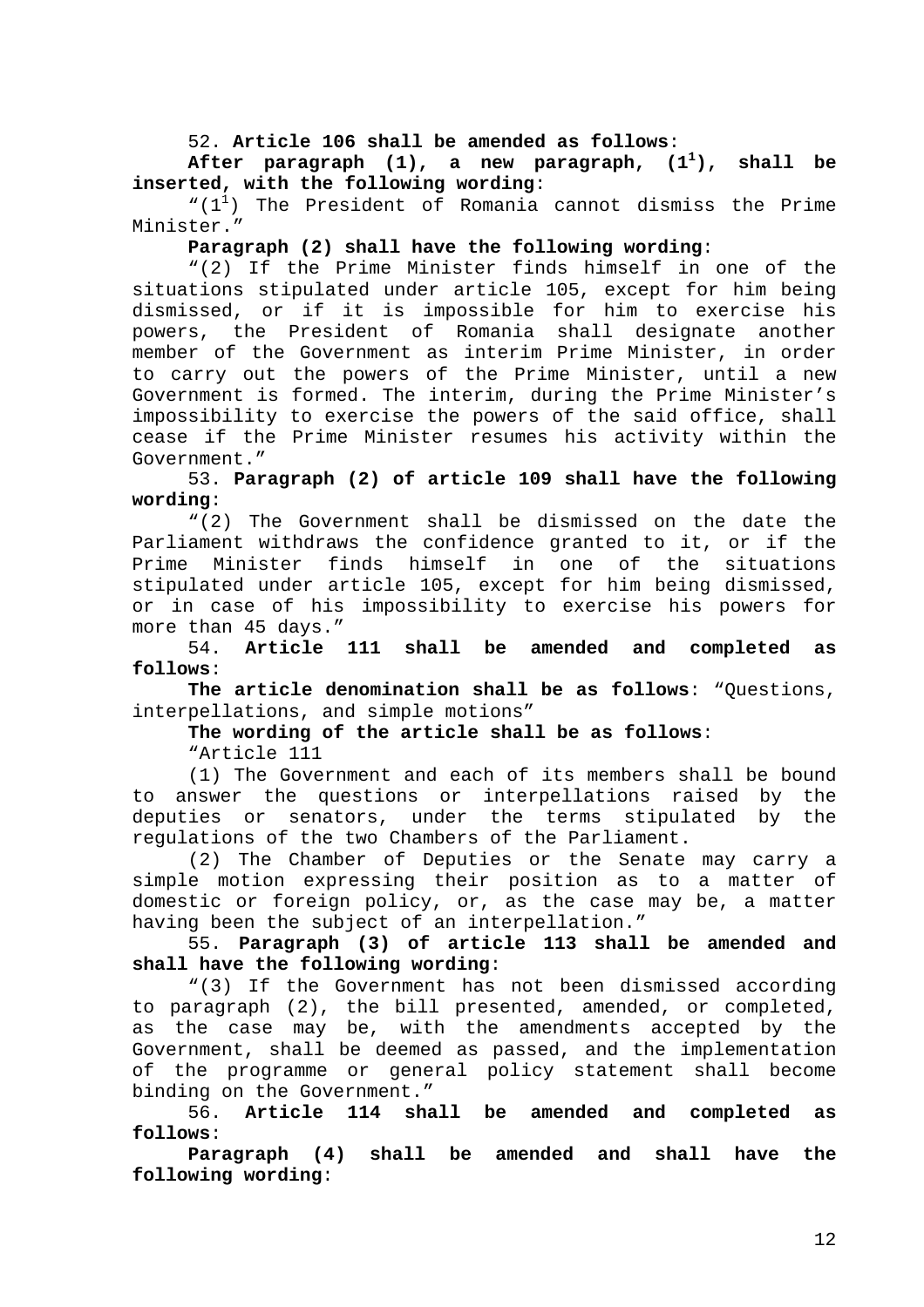52. **Article 106 shall be amended as follows**:

**After paragraph (1), a new paragraph, ($1^1$), shall be inserted, with the following wording**:

“($1^1$) The President of Romania cannot dismiss the Prime Minister.”

**Paragraph (2) shall have the following wording**:

“(2) If the Prime Minister finds himself in one of the situations stipulated under article 105, except for him being dismissed, or if it is impossible for him to exercise his powers, the President of Romania shall designate another member of the Government as interim Prime Minister, in order to carry out the powers of the Prime Minister, until a new Government is formed. The interim, during the Prime Minister’s impossibility to exercise the powers of the said office, shall cease if the Prime Minister resumes his activity within the Government.”

53. **Paragraph (2) of article 109 shall have the following wording**:

“(2) The Government shall be dismissed on the date the Parliament withdraws the confidence granted to it, or if the Prime Minister finds himself in one of the situations stipulated under article 105, except for him being dismissed, or in case of his impossibility to exercise his powers for more than 45 days.”

54. **Article 111 shall be amended and completed as follows**:

**The article denomination shall be as follows**: “Questions, interpellations, and simple motions”

**The wording of the article shall be as follows**:

“Article 111

(1) The Government and each of its members shall be bound to answer the questions or interpellations raised by the deputies or senators, under the terms stipulated by the regulations of the two Chambers of the Parliament.

(2) The Chamber of Deputies or the Senate may carry a simple motion expressing their position as to a matter of domestic or foreign policy, or, as the case may be, a matter having been the subject of an interpellation.”

55. **Paragraph (3) of article 113 shall be amended and shall have the following wording**:

“(3) If the Government has not been dismissed according to paragraph (2), the bill presented, amended, or completed, as the case may be, with the amendments accepted by the Government, shall be deemed as passed, and the implementation of the programme or general policy statement shall become binding on the Government.”

56. **Article 114 shall be amended and completed as follows**:

**Paragraph (4) shall be amended and shall have the following wording**: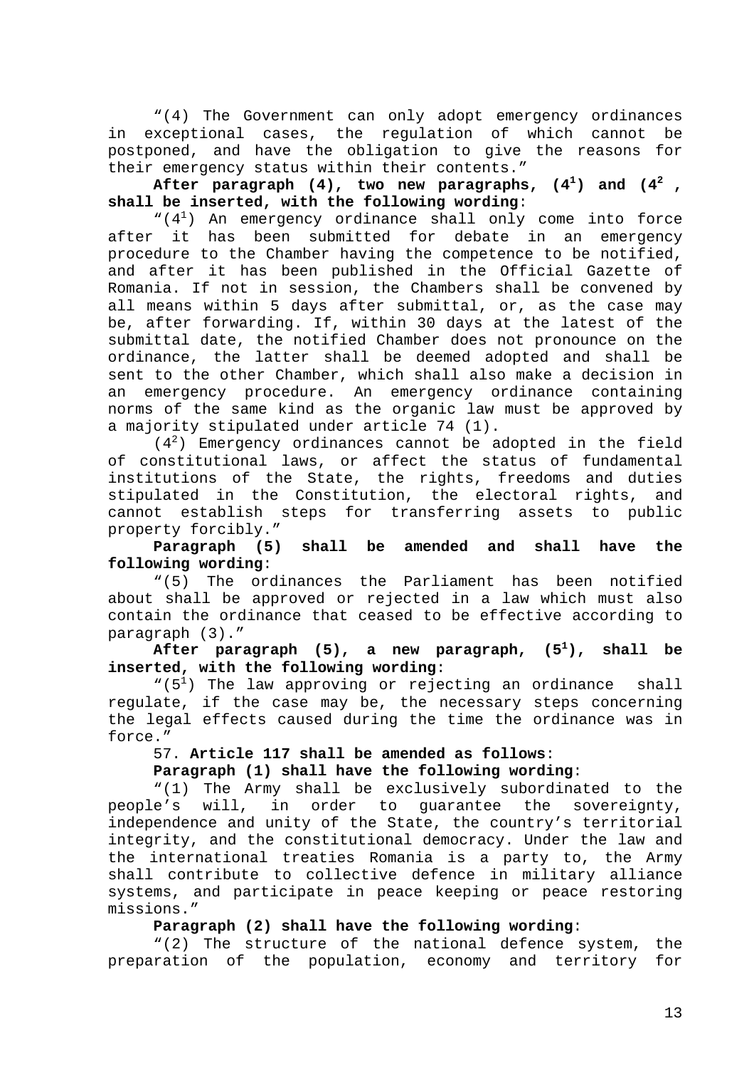"(4) The Government can only adopt emergency ordinances in exceptional cases, the regulation of which cannot be postponed, and have the obligation to give the reasons for their emergency status within their contents."

**After paragraph (4), two new paragraphs, ($4^1$) and ($4^2$ , shall be inserted, with the following wording**:

"($4^1$) An emergency ordinance shall only come into force after it has been submitted for debate in an emergency procedure to the Chamber having the competence to be notified, and after it has been published in the Official Gazette of Romania. If not in session, the Chambers shall be convened by all means within 5 days after submittal, or, as the case may be, after forwarding. If, within 30 days at the latest of the submittal date, the notified Chamber does not pronounce on the ordinance, the latter shall be deemed adopted and shall be sent to the other Chamber, which shall also make a decision in an emergency procedure. An emergency ordinance containing norms of the same kind as the organic law must be approved by a majority stipulated under article 74 (1).

($4^2$) Emergency ordinances cannot be adopted in the field of constitutional laws, or affect the status of fundamental institutions of the State, the rights, freedoms and duties stipulated in the Constitution, the electoral rights, and cannot establish steps for transferring assets to public property forcibly."

**Paragraph (5) shall be amended and shall have the following wording**:

"(5) The ordinances the Parliament has been notified about shall be approved or rejected in a law which must also contain the ordinance that ceased to be effective according to paragraph (3)."

**After paragraph (5), a new paragraph, ($5^1$), shall be inserted, with the following wording**:

"($5^1$) The law approving or rejecting an ordinance shall regulate, if the case may be, the necessary steps concerning the legal effects caused during the time the ordinance was in force."

57. **Article 117 shall be amended as follows**:

**Paragraph (1) shall have the following wording**:

"(1) The Army shall be exclusively subordinated to the people's will, in order to guarantee the sovereignty, independence and unity of the State, the country's territorial integrity, and the constitutional democracy. Under the law and the international treaties Romania is a party to, the Army shall contribute to collective defence in military alliance systems, and participate in peace keeping or peace restoring missions."

**Paragraph (2) shall have the following wording**:

"(2) The structure of the national defence system, the preparation of the population, economy and territory for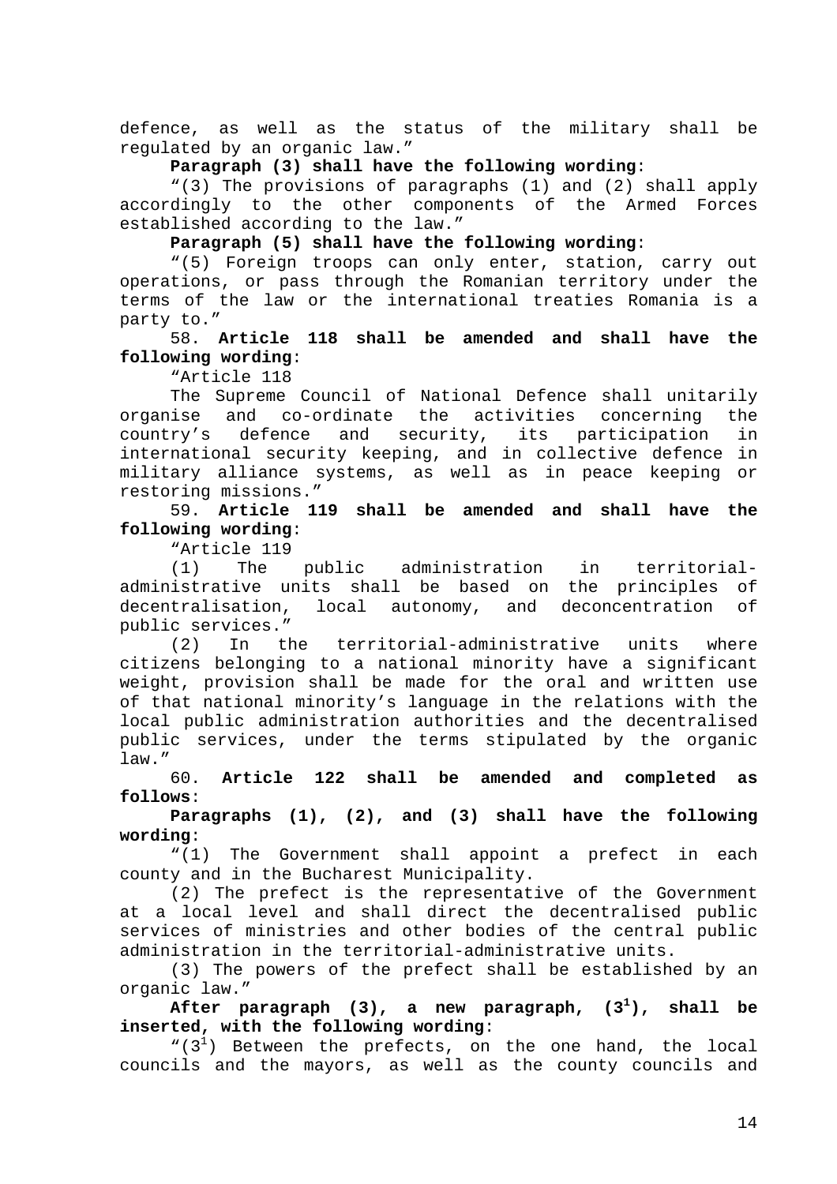defence, as well as the status of the military shall be regulated by an organic law."

**Paragraph (3) shall have the following wording**:

"(3) The provisions of paragraphs (1) and (2) shall apply accordingly to the other components of the Armed Forces established according to the law."

**Paragraph (5) shall have the following wording**:

"(5) Foreign troops can only enter, station, carry out operations, or pass through the Romanian territory under the terms of the law or the international treaties Romania is a party to."

58. **Article 118 shall be amended and shall have the following wording**:

"Article 118

The Supreme Council of National Defence shall unitarily organise and co-ordinate the activities concerning the country's defence and security, its participation in international security keeping, and in collective defence in military alliance systems, as well as in peace keeping or restoring missions."

59. **Article 119 shall be amended and shall have the following wording**:

"Article 119

(1) The public administration in territorial-administrative units shall be based on the principles of decentralisation, local autonomy, and deconcentration of public services."

(2) In the territorial-administrative units where citizens belonging to a national minority have a significant weight, provision shall be made for the oral and written use of that national minority's language in the relations with the local public administration authorities and the decentralised public services, under the terms stipulated by the organic law."

60. **Article 122 shall be amended and completed as follows**:

**Paragraphs (1), (2), and (3) shall have the following wording**:

"(1) The Government shall appoint a prefect in each county and in the Bucharest Municipality.

(2) The prefect is the representative of the Government at a local level and shall direct the decentralised public services of ministries and other bodies of the central public administration in the territorial-administrative units.

(3) The powers of the prefect shall be established by an organic law."

**After paragraph (3), a new paragraph, ($3^1$), shall be inserted, with the following wording**:

"($3^1$) Between the prefects, on the one hand, the local councils and the mayors, as well as the county councils and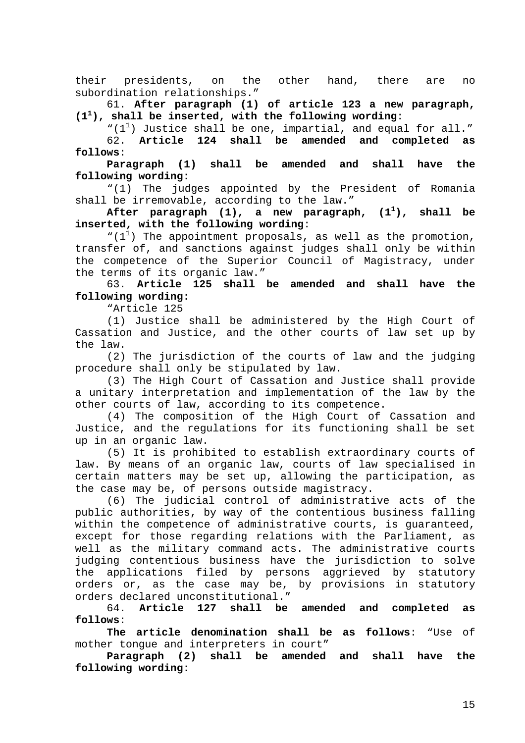their presidents, on the other hand, there are no subordination relationships."

61. **After paragraph (1) of article 123 a new paragraph, ($1^1$), shall be inserted, with the following wording**:

"($1^1$) Justice shall be one, impartial, and equal for all."

62. **Article 124 shall be amended and completed as follows**:

**Paragraph (1) shall be amended and shall have the following wording**:

"(1) The judges appointed by the President of Romania shall be irremovable, according to the law."

**After paragraph (1), a new paragraph, ($1^1$), shall be inserted, with the following wording**:

"($1^1$) The appointment proposals, as well as the promotion, transfer of, and sanctions against judges shall only be within the competence of the Superior Council of Magistracy, under the terms of its organic law."

63. **Article 125 shall be amended and shall have the following wording**:

"Article 125

(1) Justice shall be administered by the High Court of Cassation and Justice, and the other courts of law set up by the law.

(2) The jurisdiction of the courts of law and the judging procedure shall only be stipulated by law.

(3) The High Court of Cassation and Justice shall provide a unitary interpretation and implementation of the law by the other courts of law, according to its competence.

(4) The composition of the High Court of Cassation and Justice, and the regulations for its functioning shall be set up in an organic law.

(5) It is prohibited to establish extraordinary courts of law. By means of an organic law, courts of law specialised in certain matters may be set up, allowing the participation, as the case may be, of persons outside magistracy.

(6) The judicial control of administrative acts of the public authorities, by way of the contentious business falling within the competence of administrative courts, is guaranteed, except for those regarding relations with the Parliament, as well as the military command acts. The administrative courts judging contentious business have the jurisdiction to solve the applications filed by persons aggrieved by statutory orders or, as the case may be, by provisions in statutory orders declared unconstitutional."

64. **Article 127 shall be amended and completed as follows**:

**The article denomination shall be as follows**: "Use of mother tongue and interpreters in court"

**Paragraph (2) shall be amended and shall have the following wording**: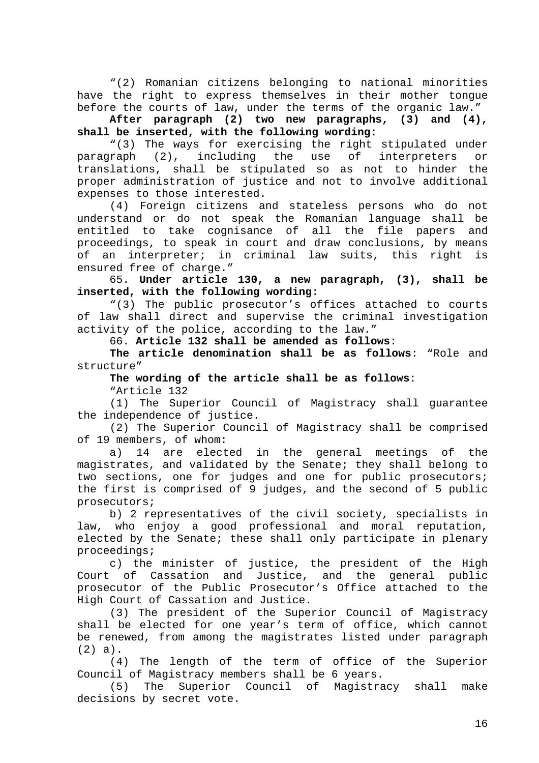"(2) Romanian citizens belonging to national minorities have the right to express themselves in their mother tongue before the courts of law, under the terms of the organic law."

**After paragraph (2) two new paragraphs, (3) and (4), shall be inserted, with the following wording**:

"(3) The ways for exercising the right stipulated under paragraph (2), including the use of interpreters or translations, shall be stipulated so as not to hinder the proper administration of justice and not to involve additional expenses to those interested.

(4) Foreign citizens and stateless persons who do not understand or do not speak the Romanian language shall be entitled to take cognisance of all the file papers and proceedings, to speak in court and draw conclusions, by means of an interpreter; in criminal law suits, this right is ensured free of charge."

65. **Under article 130, a new paragraph, (3), shall be inserted, with the following wording**:

"(3) The public prosecutor's offices attached to courts of law shall direct and supervise the criminal investigation activity of the police, according to the law."

66. **Article 132 shall be amended as follows**:

**The article denomination shall be as follows**: "Role and structure"

**The wording of the article shall be as follows**:

"Article 132

(1) The Superior Council of Magistracy shall guarantee the independence of justice.

(2) The Superior Council of Magistracy shall be comprised of 19 members, of whom:

a) 14 are elected in the general meetings of the magistrates, and validated by the Senate; they shall belong to two sections, one for judges and one for public prosecutors; the first is comprised of 9 judges, and the second of 5 public prosecutors;

b) 2 representatives of the civil society, specialists in law, who enjoy a good professional and moral reputation, elected by the Senate; these shall only participate in plenary proceedings;

c) the minister of justice, the president of the High Court of Cassation and Justice, and the general public prosecutor of the Public Prosecutor's Office attached to the High Court of Cassation and Justice.

(3) The president of the Superior Council of Magistracy shall be elected for one year's term of office, which cannot be renewed, from among the magistrates listed under paragraph (2) a).

(4) The length of the term of office of the Superior Council of Magistracy members shall be 6 years.

(5) The Superior Council of Magistracy shall make decisions by secret vote.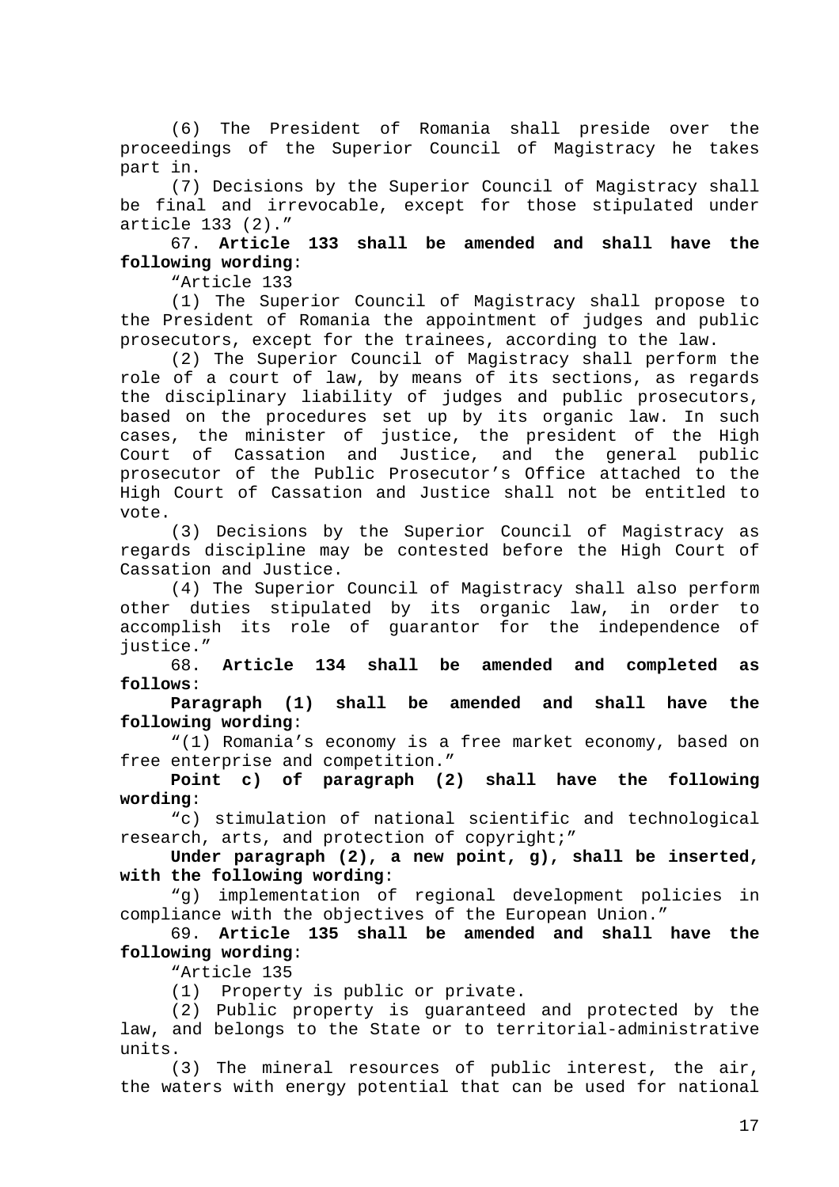(6) The President of Romania shall preside over the proceedings of the Superior Council of Magistracy he takes part in.

(7) Decisions by the Superior Council of Magistracy shall be final and irrevocable, except for those stipulated under article 133 (2)."

67. **Article 133 shall be amended and shall have the following wording**:

"Article 133

(1) The Superior Council of Magistracy shall propose to the President of Romania the appointment of judges and public prosecutors, except for the trainees, according to the law.

(2) The Superior Council of Magistracy shall perform the role of a court of law, by means of its sections, as regards the disciplinary liability of judges and public prosecutors, based on the procedures set up by its organic law. In such cases, the minister of justice, the president of the High Court of Cassation and Justice, and the general public prosecutor of the Public Prosecutor's Office attached to the High Court of Cassation and Justice shall not be entitled to vote.

(3) Decisions by the Superior Council of Magistracy as regards discipline may be contested before the High Court of Cassation and Justice.

(4) The Superior Council of Magistracy shall also perform other duties stipulated by its organic law, in order to accomplish its role of guarantor for the independence of justice."

68. **Article 134 shall be amended and completed as follows**:

**Paragraph (1) shall be amended and shall have the following wording**:

"(1) Romania's economy is a free market economy, based on free enterprise and competition."

**Point c) of paragraph (2) shall have the following wording**:

"c) stimulation of national scientific and technological research, arts, and protection of copyright;"

**Under paragraph (2), a new point, g), shall be inserted, with the following wording**:

"g) implementation of regional development policies in compliance with the objectives of the European Union."

69. **Article 135 shall be amended and shall have the following wording**:

"Article 135

(1) Property is public or private.

(2) Public property is guaranteed and protected by the law, and belongs to the State or to territorial-administrative units.

(3) The mineral resources of public interest, the air, the waters with energy potential that can be used for national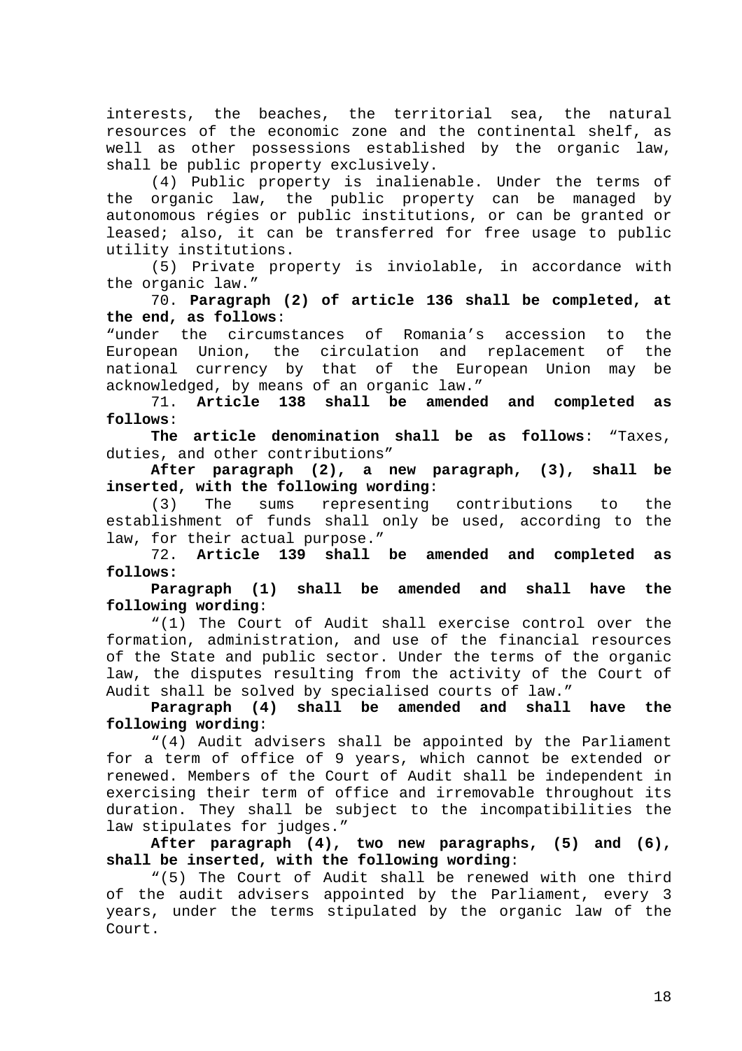interests, the beaches, the territorial sea, the natural resources of the economic zone and the continental shelf, as well as other possessions established by the organic law, shall be public property exclusively.

(4) Public property is inalienable. Under the terms of the organic law, the public property can be managed by autonomous régies or public institutions, or can be granted or leased; also, it can be transferred for free usage to public utility institutions.

(5) Private property is inviolable, in accordance with the organic law."

70. **Paragraph (2) of article 136 shall be completed, at the end, as follows**:

"under the circumstances of Romania's accession to the European Union, the circulation and replacement of the national currency by that of the European Union may be acknowledged, by means of an organic law."

71. **Article 138 shall be amended and completed as follows**:

**The article denomination shall be as follows**: "Taxes, duties, and other contributions"

**After paragraph (2), a new paragraph, (3), shall be inserted, with the following wording**:

(3) The sums representing contributions to the establishment of funds shall only be used, according to the law, for their actual purpose."

72. **Article 139 shall be amended and completed as follows:**

**Paragraph (1) shall be amended and shall have the following wording**:

"(1) The Court of Audit shall exercise control over the formation, administration, and use of the financial resources of the State and public sector. Under the terms of the organic law, the disputes resulting from the activity of the Court of Audit shall be solved by specialised courts of law."

**Paragraph (4) shall be amended and shall have the following wording**:

"(4) Audit advisers shall be appointed by the Parliament for a term of office of 9 years, which cannot be extended or renewed. Members of the Court of Audit shall be independent in exercising their term of office and irremovable throughout its duration. They shall be subject to the incompatibilities the law stipulates for judges."

**After paragraph (4), two new paragraphs, (5) and (6), shall be inserted, with the following wording**:

"(5) The Court of Audit shall be renewed with one third of the audit advisers appointed by the Parliament, every 3 years, under the terms stipulated by the organic law of the Court.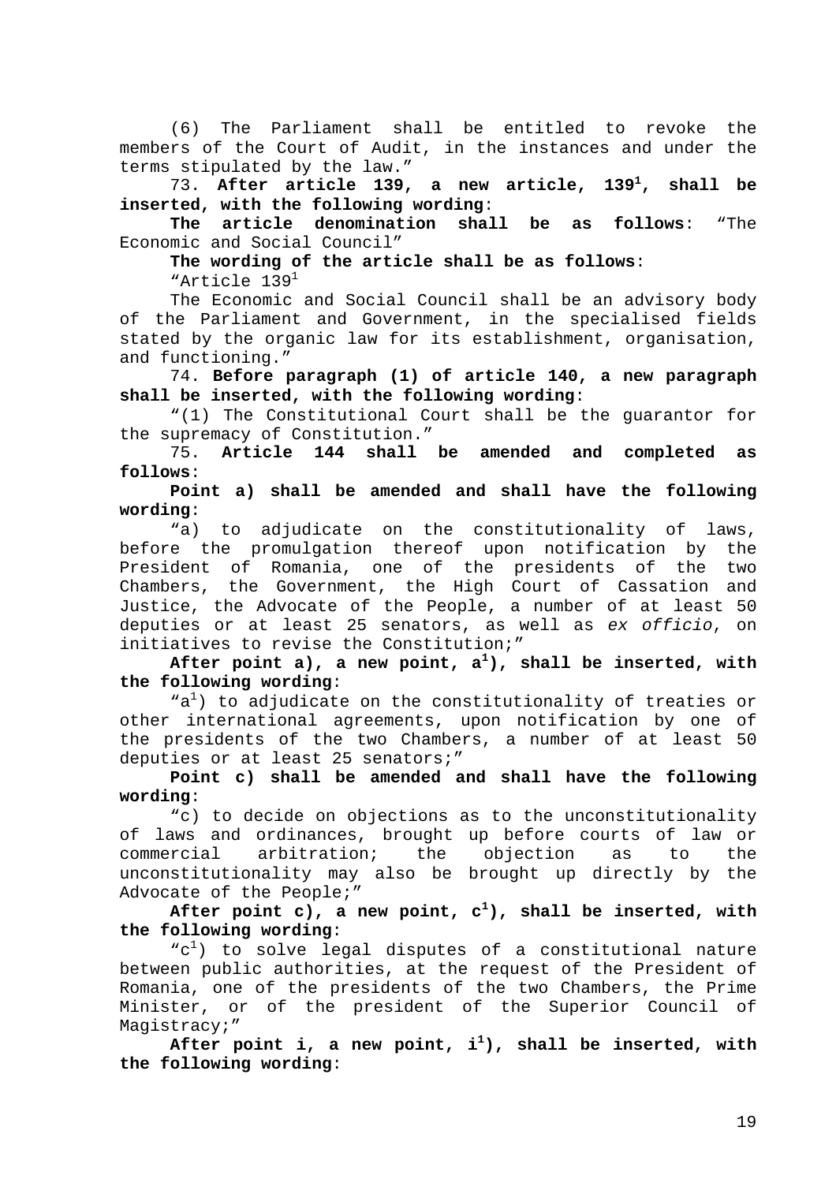(6) The Parliament shall be entitled to revoke the members of the Court of Audit, in the instances and under the terms stipulated by the law."

73. **After article 139, a new article, 139[1], shall be inserted, with the following wording**:

**The article denomination shall be as follows**: "The Economic and Social Council"

**The wording of the article shall be as follows**:

"Article 139[1]

The Economic and Social Council shall be an advisory body of the Parliament and Government, in the specialised fields stated by the organic law for its establishment, organisation, and functioning."

74. **Before paragraph (1) of article 140, a new paragraph shall be inserted, with the following wording**:

"(1) The Constitutional Court shall be the guarantor for the supremacy of Constitution."

75. **Article 144 shall be amended and completed as follows**:

**Point a) shall be amended and shall have the following wording**:

"a) to adjudicate on the constitutionality of laws, before the promulgation thereof upon notification by the President of Romania, one of the presidents of the two Chambers, the Government, the High Court of Cassation and Justice, the Advocate of the People, a number of at least 50 deputies or at least 25 senators, as well as *ex officio*, on initiatives to revise the Constitution;"

**After point a), a new point, a[1]), shall be inserted, with the following wording**:

"a[1]) to adjudicate on the constitutionality of treaties or other international agreements, upon notification by one of the presidents of the two Chambers, a number of at least 50 deputies or at least 25 senators;"

**Point c) shall be amended and shall have the following wording**:

"c) to decide on objections as to the unconstitutionality of laws and ordinances, brought up before courts of law or commercial arbitration; the objection as to the unconstitutionality may also be brought up directly by the Advocate of the People;"

**After point c), a new point, c[1]), shall be inserted, with the following wording**:

"c[1]) to solve legal disputes of a constitutional nature between public authorities, at the request of the President of Romania, one of the presidents of the two Chambers, the Prime Minister, or of the president of the Superior Council of Magistracy;"

**After point i, a new point, i[1]), shall be inserted, with the following wording**: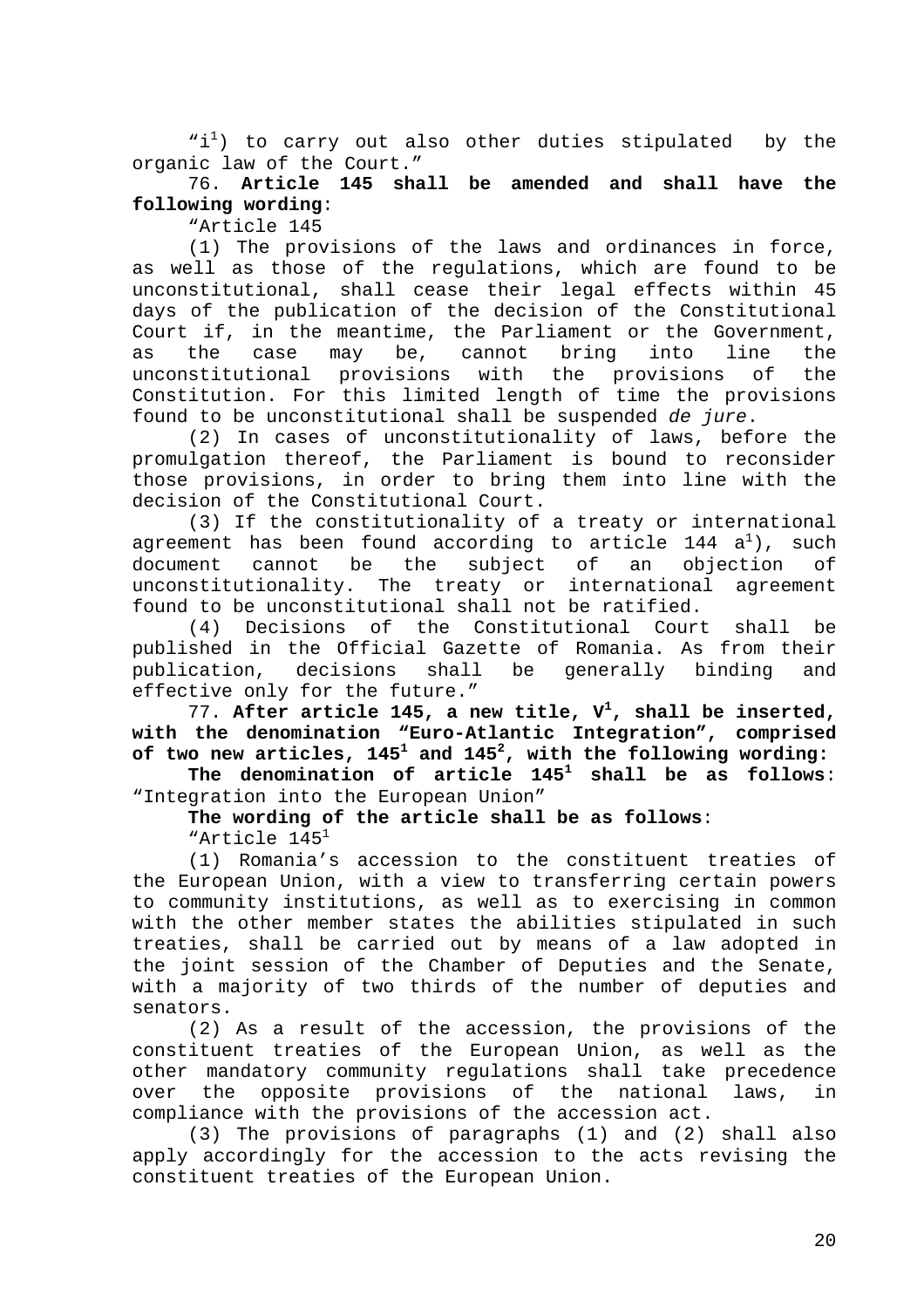"i[1]) to carry out also other duties stipulated by the organic law of the Court."

76. **Article 145 shall be amended and shall have the following wording**:

"Article 145

(1) The provisions of the laws and ordinances in force, as well as those of the regulations, which are found to be unconstitutional, shall cease their legal effects within 45 days of the publication of the decision of the Constitutional Court if, in the meantime, the Parliament or the Government, as the case may be, cannot bring into line the unconstitutional provisions with the provisions of the Constitution. For this limited length of time the provisions found to be unconstitutional shall be suspended *de jure*.

(2) In cases of unconstitutionality of laws, before the promulgation thereof, the Parliament is bound to reconsider those provisions, in order to bring them into line with the decision of the Constitutional Court.

(3) If the constitutionality of a treaty or international agreement has been found according to article 144 a[1]), such document cannot be the subject of an objection of unconstitutionality. The treaty or international agreement found to be unconstitutional shall not be ratified.

(4) Decisions of the Constitutional Court shall be published in the Official Gazette of Romania. As from their publication, decisions shall be generally binding and effective only for the future."

77. **After article 145, a new title, V[1], shall be inserted, with the denomination "Euro-Atlantic Integration", comprised of two new articles, 145[1] and 145[2], with the following wording:**

**The denomination of article 145[1] shall be as follows**: "Integration into the European Union"

**The wording of the article shall be as follows**:

"Article 145[1]

(1) Romania's accession to the constituent treaties of the European Union, with a view to transferring certain powers to community institutions, as well as to exercising in common with the other member states the abilities stipulated in such treaties, shall be carried out by means of a law adopted in the joint session of the Chamber of Deputies and the Senate, with a majority of two thirds of the number of deputies and senators.

(2) As a result of the accession, the provisions of the constituent treaties of the European Union, as well as the other mandatory community regulations shall take precedence over the opposite provisions of the national laws, in compliance with the provisions of the accession act.

(3) The provisions of paragraphs (1) and (2) shall also apply accordingly for the accession to the acts revising the constituent treaties of the European Union.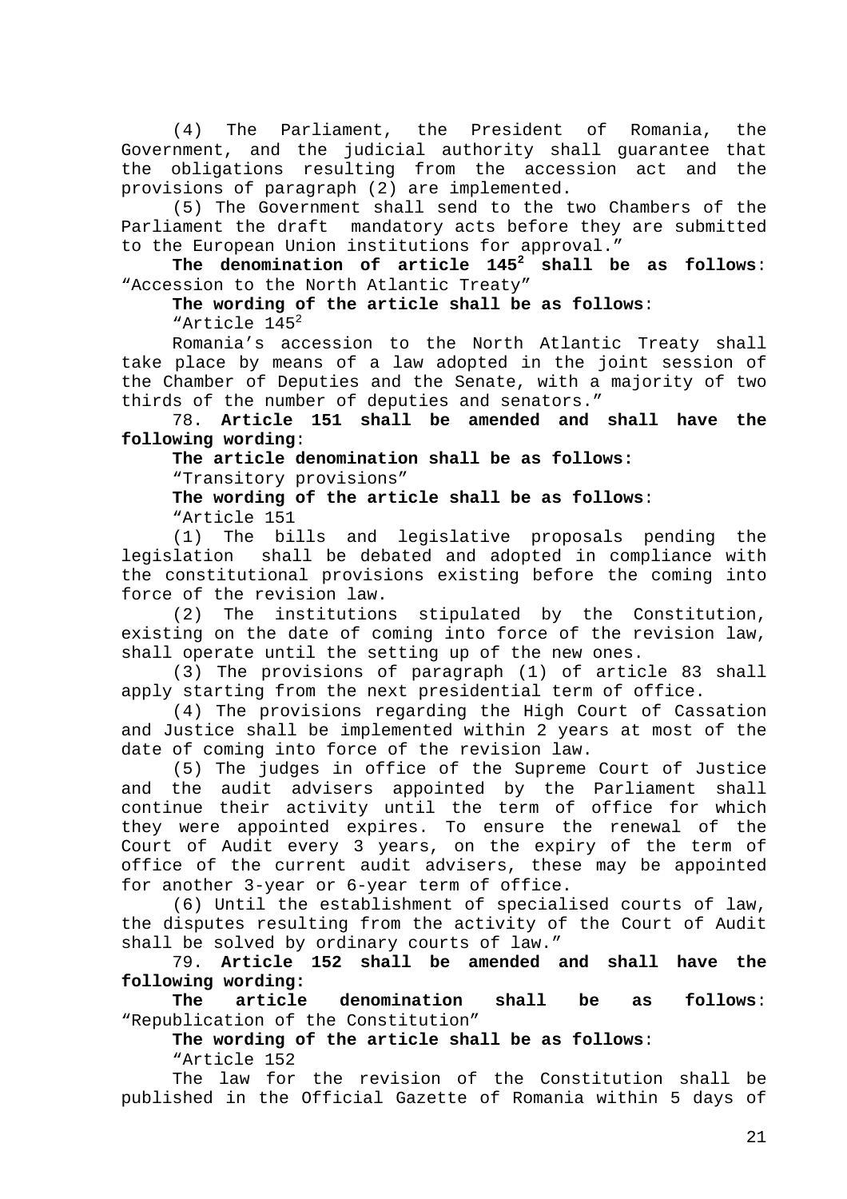(4) The Parliament, the President of Romania, the Government, and the judicial authority shall guarantee that the obligations resulting from the accession act and the provisions of paragraph (2) are implemented.

(5) The Government shall send to the two Chambers of the Parliament the draft mandatory acts before they are submitted to the European Union institutions for approval."

**The denomination of article 145$^2$ shall be as follows**: "Accession to the North Atlantic Treaty"

**The wording of the article shall be as follows**:

"Article 145$^2$

Romania's accession to the North Atlantic Treaty shall take place by means of a law adopted in the joint session of the Chamber of Deputies and the Senate, with a majority of two thirds of the number of deputies and senators."

78. **Article 151 shall be amended and shall have the following wording**:

**The article denomination shall be as follows:**

"Transitory provisions"

**The wording of the article shall be as follows**:

"Article 151

(1) The bills and legislative proposals pending the legislation shall be debated and adopted in compliance with the constitutional provisions existing before the coming into force of the revision law.

(2) The institutions stipulated by the Constitution, existing on the date of coming into force of the revision law, shall operate until the setting up of the new ones.

(3) The provisions of paragraph (1) of article 83 shall apply starting from the next presidential term of office.

(4) The provisions regarding the High Court of Cassation and Justice shall be implemented within 2 years at most of the date of coming into force of the revision law.

(5) The judges in office of the Supreme Court of Justice and the audit advisers appointed by the Parliament shall continue their activity until the term of office for which they were appointed expires. To ensure the renewal of the Court of Audit every 3 years, on the expiry of the term of office of the current audit advisers, these may be appointed for another 3-year or 6-year term of office.

(6) Until the establishment of specialised courts of law, the disputes resulting from the activity of the Court of Audit shall be solved by ordinary courts of law."

79. **Article 152 shall be amended and shall have the following wording:**

**The article denomination shall be as follows**: "Republication of the Constitution"

**The wording of the article shall be as follows**:

"Article 152

The law for the revision of the Constitution shall be published in the Official Gazette of Romania within 5 days of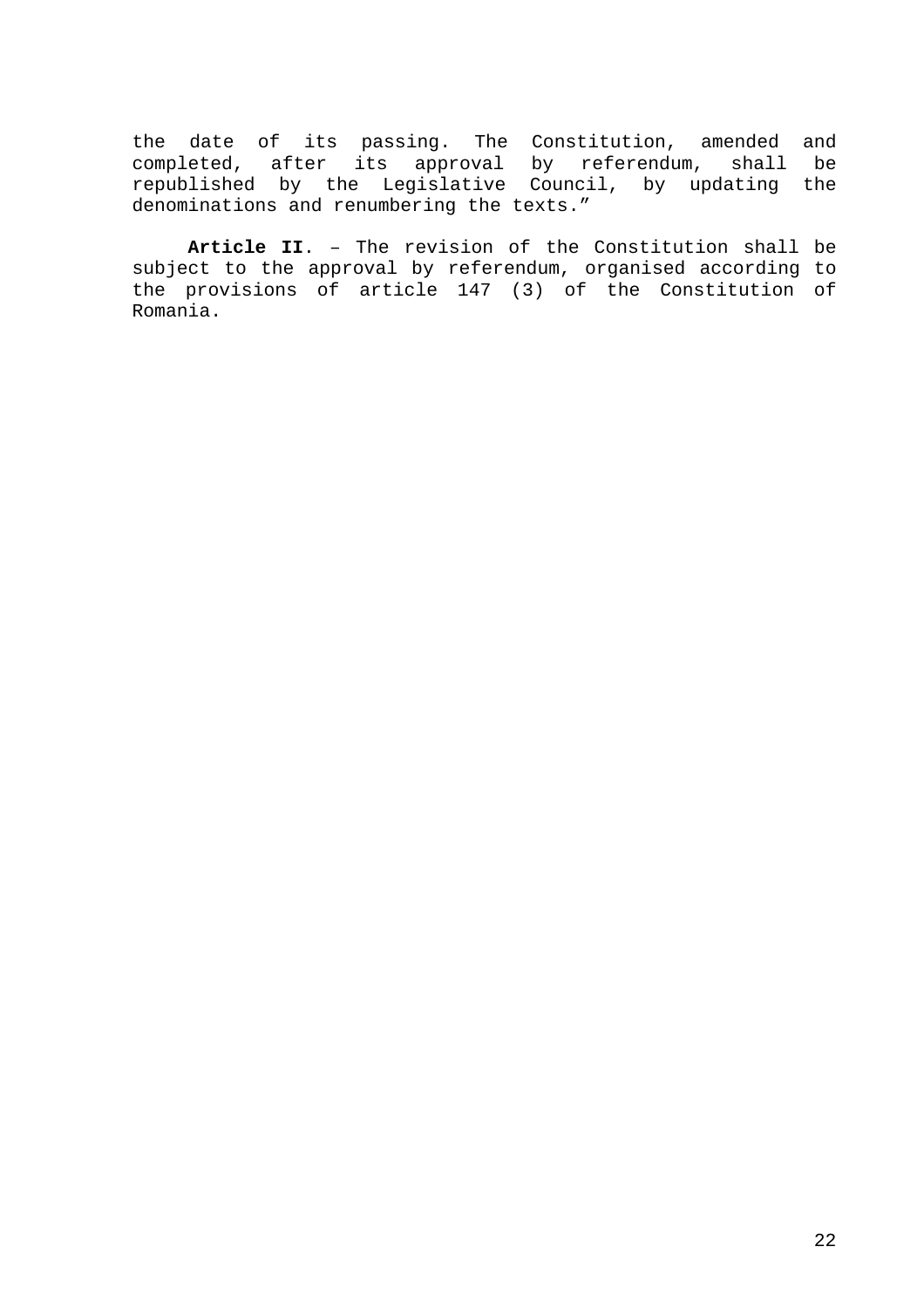the date of its passing. The Constitution, amended and completed, after its approval by referendum, shall be republished by the Legislative Council, by updating the denominations and renumbering the texts."

**Article II**. – The revision of the Constitution shall be subject to the approval by referendum, organised according to the provisions of article 147 (3) of the Constitution of Romania.